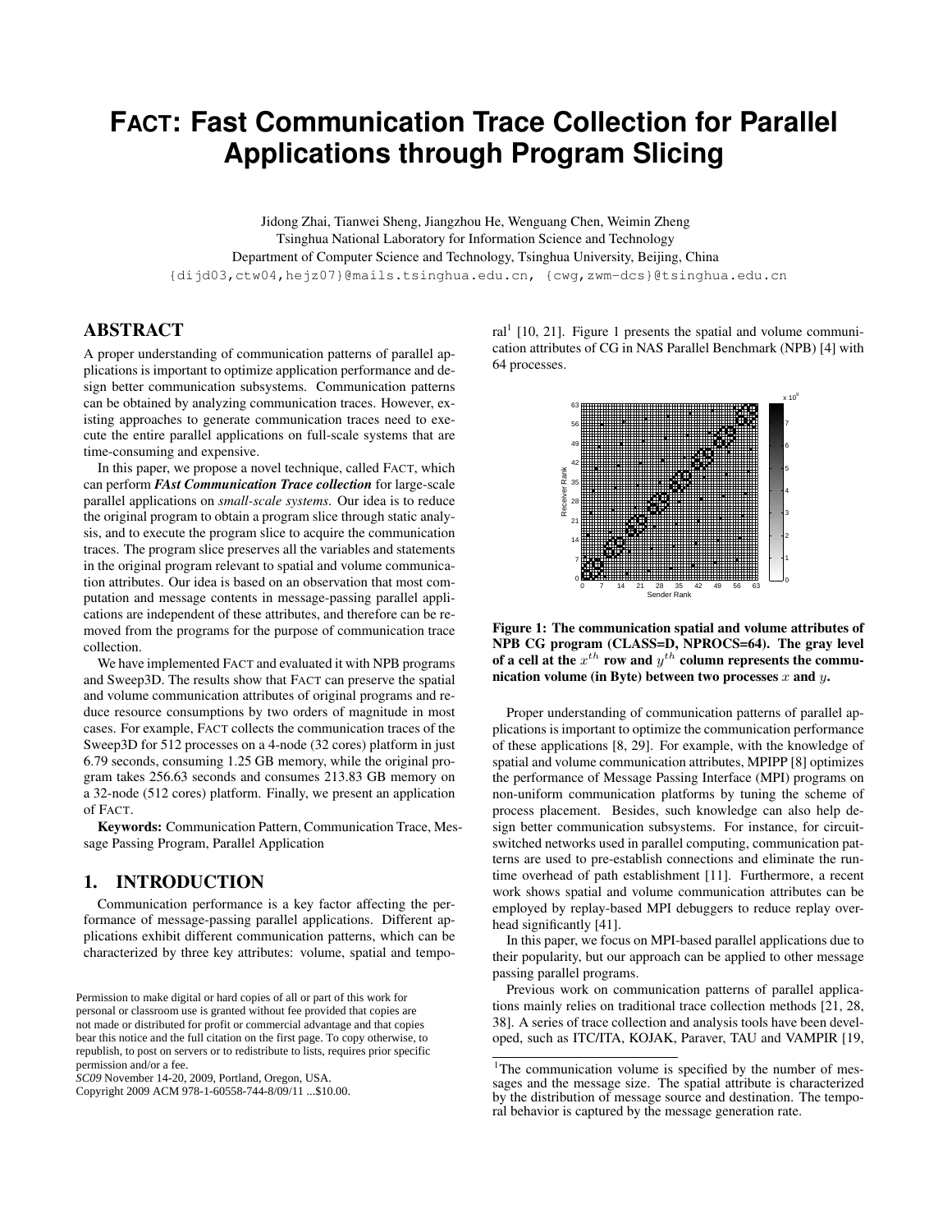# FACT: Fast Communication Trace Collection for Parallel Applications through Program Slicing

Jidong Zhai, Tianwei Sheng, Jiangzhou He, Wenguang Chen, Weimin Zheng
Tsinghua National Laboratory for Information Science and Technology
Department of Computer Science and Technology, Tsinghua University, Beijing, China
{dijd03,ctw04,hejz07}@mails.tsinghua.edu.cn, {cwg,zwm-dcs}@tsinghua.edu.cn

## ABSTRACT

A proper understanding of communication patterns of parallel applications is important to optimize application performance and design better communication subsystems. Communication patterns can be obtained by analyzing communication traces. However, existing approaches to generate communication traces need to execute the entire parallel applications on full-scale systems that are time-consuming and expensive.

In this paper, we propose a novel technique, called FACT, which can perform ***FAst Communication Trace collection*** for large-scale parallel applications on *small-scale systems*. Our idea is to reduce the original program to obtain a program slice through static analysis, and to execute the program slice to acquire the communication traces. The program slice preserves all the variables and statements in the original program relevant to spatial and volume communication attributes. Our idea is based on an observation that most computation and message contents in message-passing parallel applications are independent of these attributes, and therefore can be removed from the programs for the purpose of communication trace collection.

We have implemented FACT and evaluated it with NPB programs and Sweep3D. The results show that FACT can preserve the spatial and volume communication attributes of original programs and reduce resource consumptions by two orders of magnitude in most cases. For example, FACT collects the communication traces of the Sweep3D for 512 processes on a 4-node (32 cores) platform in just 6.79 seconds, consuming 1.25 GB memory, while the original program takes 256.63 seconds and consumes 213.83 GB memory on a 32-node (512 cores) platform. Finally, we present an application of FACT.

**Keywords:** Communication Pattern, Communication Trace, Message Passing Program, Parallel Application

## 1. INTRODUCTION

Communication pattern is a key factor affecting the performance of message-passing parallel applications. Different applications exhibit different communication patterns, which can be characterized by three key attributes: volume, spatial and temporal[1] [10, 21]. Figure 1 presents the spatial and volume communication attributes of CG in NAS Parallel Benchmark (NPB) [4] with 64 processes.

**Figure 1: The communication spatial and volume attributes of NPB CG program (CLASS=D, NPROCS=64). The gray level of a cell at the $x^{th}$ row and $y^{th}$ column represents the communication volume (in Byte) between two processes $x$ and $y$.**

Proper understanding of communication patterns of parallel applications is important to optimize the communication performance of these applications [8, 29]. For example, with the knowledge of spatial and volume communication attributes, MPIPP [8] optimizes the performance of Message Passing Interface (MPI) programs on non-uniform communication platforms by tuning the scheme of process placement. Besides, such knowledge can also help design better communication subsystems. For instance, for circuit-switched networks used in parallel computing, communication patterns are used to pre-establish connections and eliminate the runtime overhead of path establishment [11]. Furthermore, a recent work shows spatial and volume communication attributes can be employed by replay-based MPI debuggers to reduce replay overhead significantly [41].

In this paper, we focus on MPI-based parallel applications due to their popularity, but our approach can be applied to other message passing parallel programs.

Previous work on communication patterns of parallel applications mainly relies on traditional trace collection methods [21, 28, 38]. A series of trace collection and analysis tools have been developed, such as ITC/ITA, KOJAK, Paraver, TAU and VAMPIR [19,

[1] The communication volume is specified by the number of messages and the message size. The spatial attribute is characterized by the distribution of message source and destination. The temporal behavior is captured by the message generation rate.

Permission to make digital or hard copies of all or part of this work for personal or classroom use is granted without fee provided that copies are not made or distributed for profit or commercial advantage and that copies bear this notice and the full citation on the first page. To copy otherwise, to republish, to post on servers or to redistribute to lists, requires prior specific permission and/or a fee.
*SC09* November 14-20, 2009, Portland, Oregon, USA.
Copyright 2009 ACM 978-1-60558-744-8/09/11 ...$10.00.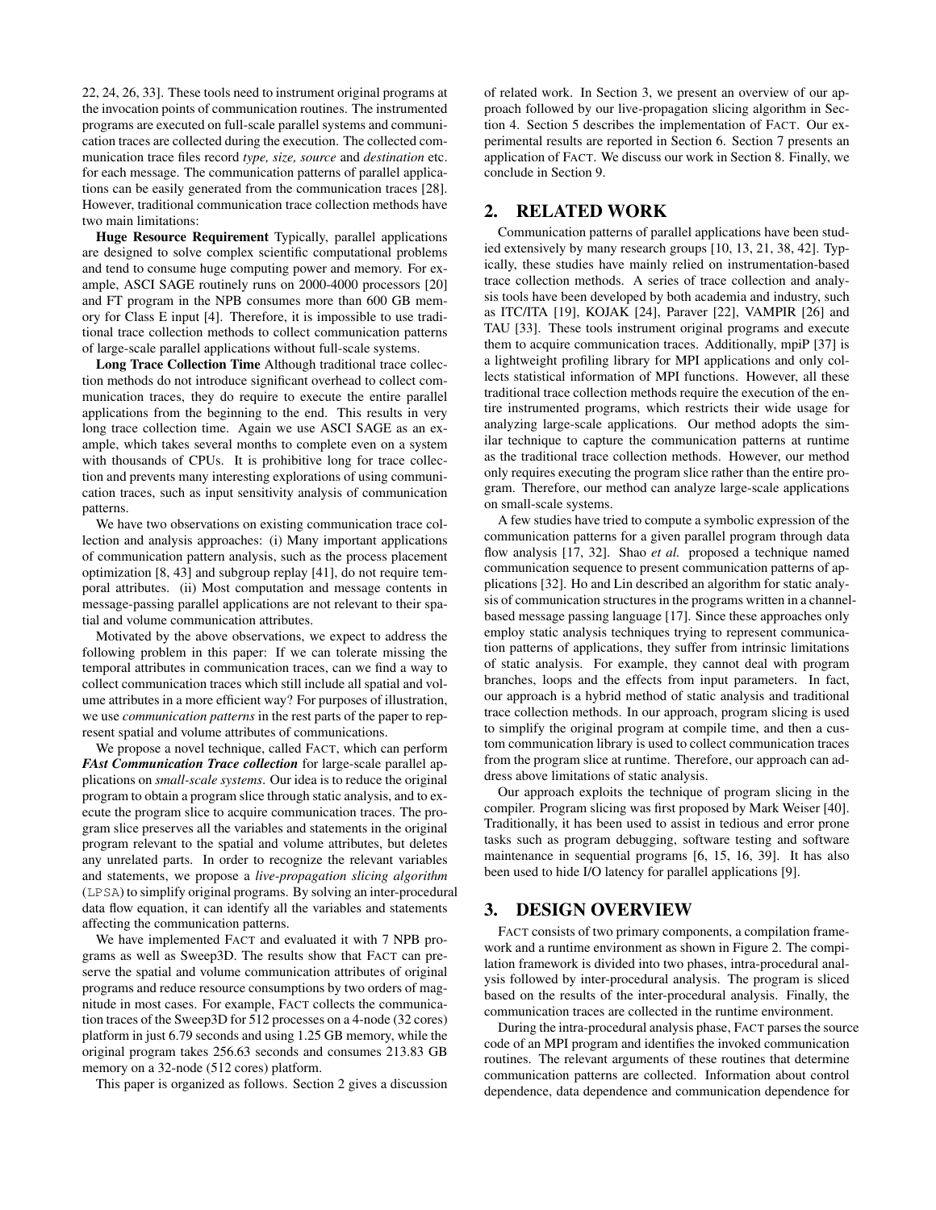22, 24, 26, 33]. These tools need to instrument original programs at the invocation points of communication routines. The instrumented programs are executed on full-scale parallel systems and communication traces are collected during the execution. The collected communication trace files record *type, size, source* and *destination* etc. for each message. The communication patterns of parallel applications can be easily generated from the communication traces [28]. However, traditional communication trace collection methods have two main limitations:

**Huge Resource Requirement** Typically, parallel applications are designed to solve complex scientific computational problems and tend to consume huge computing power and memory. For example, ASCI SAGE routinely runs on 2000-4000 processors [20] and FT program in the NPB consumes more than 600 GB memory for Class E input [4]. Therefore, it is impossible to use traditional trace collection methods to collect communication patterns of large-scale parallel applications without full-scale systems.

**Long Trace Collection Time** Although traditional trace collection methods do not introduce significant overhead to collect communication traces, they do require to execute the entire parallel applications from the beginning to the end. This results in very long trace collection time. Again we use ASCI SAGE as an example, which takes several months to complete even on a system with thousands of CPUs. It is prohibitive long for trace collection and prevents many interesting explorations of using communication traces, such as input sensitivity analysis of communication patterns.

We have two observations on existing communication trace collection and analysis approaches: (i) Many important applications of communication pattern analysis, such as the process placement optimization [8, 43] and subgroup replay [41], do not require temporal attributes. (ii) Most computation and message contents in message-passing parallel applications are not relevant to their spatial and volume communication attributes.

Motivated by the above observations, we expect to address the following problem in this paper: If we can tolerate missing the temporal attributes in communication traces, can we find a way to collect communication traces which still include all spatial and volume attributes in a more efficient way? For purposes of illustration, we use *communication patterns* in the rest parts of the paper to represent spatial and volume attributes of communications.

We propose a novel technique, called FACT, which can perform ***FAst Communication Trace collection*** for large-scale parallel applications on *small-scale systems*. Our idea is to reduce the original program to obtain a program slice through static analysis, and to execute the program slice to acquire communication traces. The program slice preserves all the variables and statements in the original program relevant to the spatial and volume attributes, but deletes any unrelated parts. In order to recognize the relevant variables and statements, we propose a *live-propagation slicing algorithm* (LPSA) to simplify original programs. By solving an inter-procedural data flow equation, it can identify all the variables and statements affecting the communication patterns.

We have implemented FACT and evaluated it with 7 NPB programs as well as Sweep3D. The results show that FACT can preserve the spatial and volume communication attributes of original programs and reduce resource consumptions by two orders of magnitude in most cases. For example, FACT collects the communication traces of the Sweep3D for 512 processes on a 4-node (32 cores) platform in just 6.79 seconds and using 1.25 GB memory, while the original program takes 256.63 seconds and consumes 213.83 GB memory on a 32-node (512 cores) platform.

This paper is organized as follows. Section 2 gives a discussion of related work. In Section 3, we present an overview of our approach followed by our live-propagation slicing algorithm in Section 4. Section 5 describes the implementation of FACT. Our experimental results are reported in Section 6. Section 7 presents an application of FACT. We discuss our work in Section 8. Finally, we conclude in Section 9.

## 2. RELATED WORK

Communication patterns of parallel applications have been studied extensively by many research groups [10, 13, 21, 38, 42]. Typically, these studies have mainly relied on instrumentation-based trace collection methods. A series of trace collection and analysis tools have been developed by both academia and industry, such as ITC/ITA [19], KOJAK [24], Paraver [22], VAMPIR [26] and TAU [33]. These tools instrument original programs and execute them to acquire communication traces. Additionally, mpiP [37] is a lightweight profiling library for MPI applications and only collects statistical information of MPI functions. However, all these traditional trace collection methods require the execution of the entire instrumented programs, which restricts their wide usage for analyzing large-scale applications. Our method adopts the similar technique to capture the communication patterns at runtime as the traditional trace collection methods. However, our method only requires executing the program slice rather than the entire program. Therefore, our method can analyze large-scale applications on small-scale systems.

A few studies have tried to compute a symbolic expression of the communication patterns for a given parallel program through data flow analysis [17, 32]. Shao *et al.* proposed a technique named communication sequence to present communication patterns of applications [32]. Ho and Lin described an algorithm for static analysis of communication structures in the programs written in a channel-based message passing language [17]. Since these approaches only employ static analysis techniques trying to represent communication patterns of applications, they suffer from intrinsic limitations of static analysis. For example, they cannot deal with program branches, loops and the effects from input parameters. In fact, our approach is a hybrid method of static analysis and traditional trace collection methods. In our approach, program slicing is used to simplify the original program at compile time, and then a custom communication library is used to collect communication traces from the program slice at runtime. Therefore, our approach can address above limitations of static analysis.

Our approach exploits the technique of program slicing in the compiler. Program slicing was first proposed by Mark Weiser [40]. Traditionally, it has been used to assist in tedious and error prone tasks such as program debugging, software testing and software maintenance in sequential programs [6, 15, 16, 39]. It has also been used to hide I/O latency for parallel applications [9].

## 3. DESIGN OVERVIEW

FACT consists of two primary components, a compilation framework and a runtime environment as shown in Figure 2. The compilation framework is divided into two phases, intra-procedural analysis followed by inter-procedural analysis. The program is sliced based on the results of the inter-procedural analysis. Finally, the communication traces are collected in the runtime environment.

During the intra-procedural analysis phase, FACT parses the source code of an MPI program and identifies the invoked communication routines. The relevant arguments of these routines that determine communication patterns are collected. Information about control dependence, data dependence and communication dependence for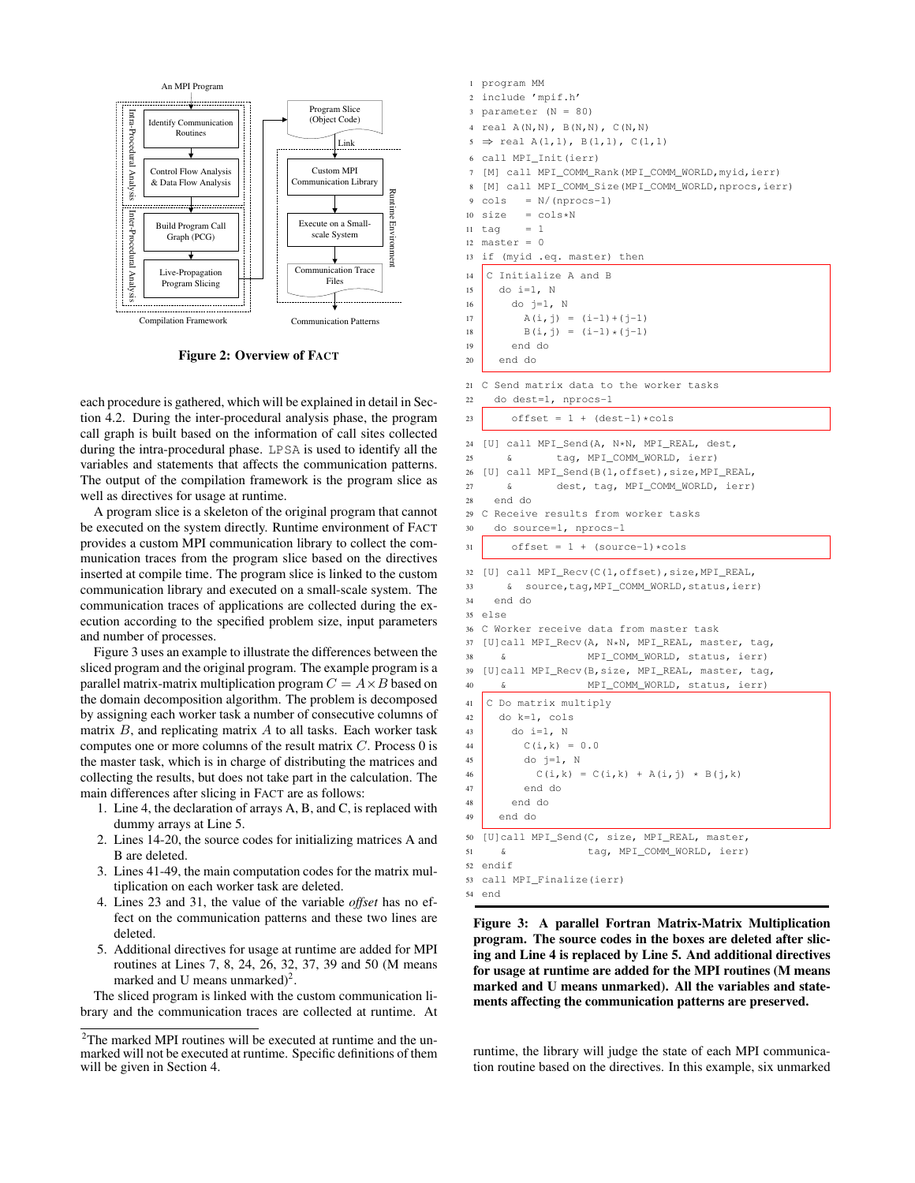Figure 2: Overview of FACT

each procedure is gathered, which will be explained in detail in Section 4.2. During the inter-procedural analysis phase, the program call graph is built based on the information of call sites collected during the intra-procedural phase. LPSA is used to identify all the variables and statements that affects the communication patterns. The output of the compilation framework is the program slice as well as directives for usage at runtime.

A program slice is a skeleton of the original program that cannot be executed on the system directly. Runtime environment of FACT provides a custom MPI communication library to collect the communication traces from the program slice based on the directives inserted at compile time. The program slice is linked to the custom communication library and executed on a small-scale system. The communication traces of applications are collected during the execution according to the specified problem size, input parameters and number of processes.

Figure 3 uses an example to illustrate the differences between the sliced program and the original program. The example program is a parallel matrix-matrix multiplication program $C = A \times B$ based on the domain decomposition algorithm. The problem is decomposed by assigning each worker task a number of consecutive columns of matrix $B$, and replicating matrix $A$ to all tasks. Each worker task computes one or more columns of the result matrix $C$. Process 0 is the master task, which is in charge of distributing the matrices and collecting the results, but does not take part in the calculation. The main differences after slicing in FACT are as follows:

1. Line 4, the declaration of arrays A, B, and C, is replaced with dummy arrays at Line 5.
2. Lines 14-20, the source codes for initializing matrices A and B are deleted.
3. Lines 41-49, the main computation codes for the matrix multiplication on each worker task are deleted.
4. Lines 23 and 31, the value of the variable *offset* has no effect on the communication patterns and these two lines are deleted.
5. Additional directives for usage at runtime are added for MPI routines at Lines 7, 8, 24, 26, 32, 37, 39 and 50 (M means marked and U means unmarked)[2].

The sliced program is linked with the custom communication library and the communication traces are collected at runtime. At runtime, the library will judge the state of each MPI communication routine based on the directives. In this example, six unmarked

[2] The marked MPI routines will be executed at runtime and the unmarked will not be executed at runtime. Specific definitions of them will be given in Section 4.

```
1  program MM
2  include 'mpif.h'
3  parameter (N = 80)
4  real A(N,N), B(N,N), C(N,N)
5  ⇒ real A(1,1), B(1,1), C(1,1)
6  call MPI_Init(ierr)
7  [M] call MPI_COMM_Rank(MPI_COMM_WORLD,myid,ierr)
8  [M] call MPI_COMM_Size(MPI_COMM_WORLD,nprocs,ierr)
9  cols   = N/(nprocs-1)
10 size   = cols*N
11 tag    = 1
12 master = 0
13 if (myid .eq. master) then
14 C Initialize A and B
15   do i=1, N
16     do j=1, N
17       A(i,j) = (i-1)+(j-1)
18       B(i,j) = (i-1)*(j-1)
19     end do
20   end do
21 C Send matrix data to the worker tasks
22   do dest=1, nprocs-1
23     offset = 1 + (dest-1)*cols
24 [U] call MPI_Send(A, N*N, MPI_REAL, dest,
25      &        tag, MPI_COMM_WORLD, ierr)
26 [U] call MPI_Send(B(1,offset),size,MPI_REAL,
27      &        dest, tag, MPI_COMM_WORLD, ierr)
28   end do
29 C Receive results from worker tasks
30   do source=1, nprocs-1
31     offset = 1 + (source-1)*cols
32 [U] call MPI_Recv(C(1,offset),size,MPI_REAL,
33      &  source,tag,MPI_COMM_WORLD,status,ierr)
34   end do
35 else
36 C Worker receive data from master task
37 [U]call MPI_Recv(A, N*N, MPI_REAL, master, tag,
38     &             MPI_COMM_WORLD, status, ierr)
39 [U]call MPI_Recv(B,size, MPI_REAL, master, tag,
40     &             MPI_COMM_WORLD, status, ierr)
41 C Do matrix multiply
42   do k=1, cols
43     do i=1, N
44       C(i,k) = 0.0
45       do j=1, N
46         C(i,k) = C(i,k) + A(i,j) * B(j,k)
47       end do
48     end do
49   end do
50 [U]call MPI_Send(C, size, MPI_REAL, master,
51     &             tag, MPI_COMM_WORLD, ierr)
52 endif
53 call MPI_Finalize(ierr)
54 end
```

**Figure 3: A parallel Fortran Matrix-Matrix Multiplication program. The source codes in the boxes are deleted after slicing and Line 4 is replaced by Line 5. And additional directives for usage at runtime are added for the MPI routines (M means marked and U means unmarked). All the variables and statements affecting the communication patterns are preserved.**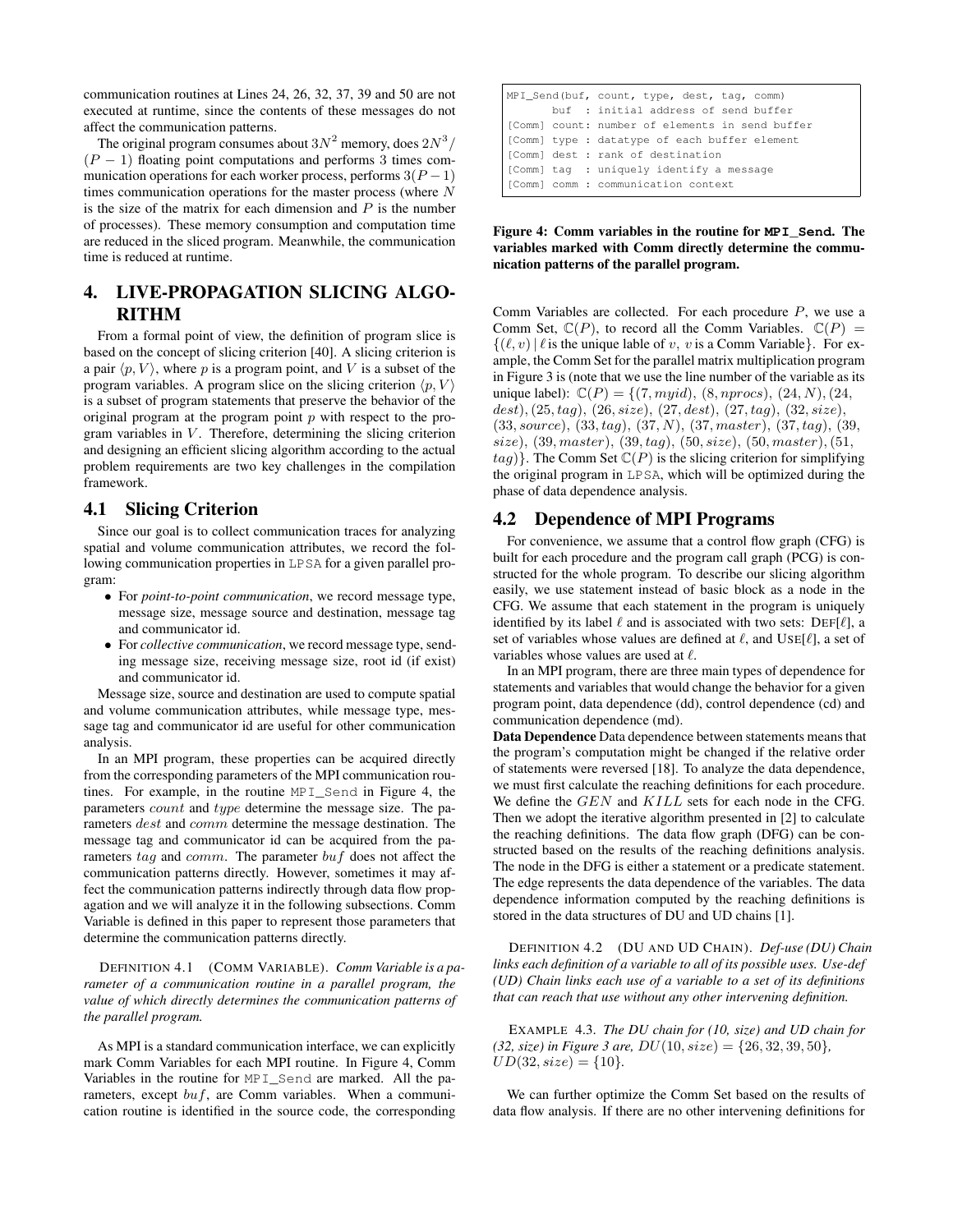communication routines at Lines 24, 26, 32, 37, 39 and 50 are not executed at runtime, since the contents of these messages do not affect the communication patterns.

The original program consumes about $3N^2$ memory, does $2N^3/(P-1)$ floating point computations and performs 3 times communication operations for each worker process, performs $3(P-1)$ times communication operations for the master process (where $N$ is the size of the matrix for each dimension and $P$ is the number of processes). These memory consumption and computation time are reduced in the sliced program. Meanwhile, the communication time is reduced at runtime.

# 4. LIVE-PROPAGATION SLICING ALGORITHM

From a formal point of view, the definition of program slice is based on the concept of slicing criterion [40]. A slicing criterion is a pair $\langle p, V\rangle$, where $p$ is a program point, and $V$ is a subset of the program variables. A program slice on the slicing criterion $\langle p, V\rangle$ is a subset of program statements that preserve the behavior of the original program at the program point $p$ with respect to the program variables in $V$. Therefore, determining the slicing criterion and designing an efficient slicing algorithm according to the actual problem requirements are two key challenges in the compilation framework.

## 4.1 Slicing Criterion

Since our goal is to collect communication traces for analyzing spatial and volume communication attributes, we record the following communication properties in LPSA for a given parallel program:

- For *point-to-point communication*, we record message type, message size, message source and destination, message tag and communicator id.
- For *collective communication*, we record message type, sending message size, receiving message size, root id (if exist) and communicator id.

Message size, source and destination are used to compute spatial and volume communication attributes, while message type, message tag and communicator id are useful for other communication analysis.

In an MPI program, these properties can be acquired directly from the corresponding parameters of the MPI communication routines. For example, in the routine MPI_Send in Figure 4, the parameters $count$ and $type$ determine the message size. The parameters $dest$ and $comm$ determine the message destination. The message tag and communicator id can be acquired from the parameters $tag$ and $comm$. The parameter $buf$ does not affect the communication patterns directly. However, sometimes it may affect the communication patterns indirectly through data flow propagation and we will analyze it in the following subsections. Comm Variable is defined in this paper to represent those parameters that determine the communication patterns directly.

DEFINITION 4.1 (COMM VARIABLE). *Comm Variable is a parameter of a communication routine in a parallel program, the value of which directly determines the communication patterns of the parallel program.*

As MPI is a standard communication interface, we can explicitly mark Comm Variables for each MPI routine. In Figure 4, Comm Variables in the routine for MPI_Send are marked. All the parameters, except $buf$, are Comm variables. When a communication routine is identified in the source code, the corresponding

```
MPI_Send(buf, count, type, dest, tag, comm)
       buf  : initial address of send buffer
[Comm] count: number of elements in send buffer
[Comm] type : datatype of each buffer element
[Comm] dest : rank of destination
[Comm] tag  : uniquely identify a message
[Comm] comm : communication context
```

**Figure 4: Comm variables in the routine for MPI_Send. The variables marked with Comm directly determine the communication patterns of the parallel program.**

Comm Variables are collected. For each procedure $P$, we use a Comm Set, $\mathbb{C}(P)$, to record all the Comm Variables. $\mathbb{C}(P) = \{(\ell, v) \mid \ell \text{ is the unique lable of } v,\ v \text{ is a Comm Variable}\}$. For example, the Comm Set for the parallel matrix multiplication program in Figure 3 is (note that we use the line number of the variable as its unique label): $\mathbb{C}(P) = \{(7, myid), (8, nprocs), (24, N), (24, dest), (25, tag), (26, size), (27, dest), (27, tag), (32, size), (33, source), (33, tag), (37, N), (37, master), (37, tag), (39, size), (39, master), (39, tag), (50, size), (50, master), (51, tag)\}$. The Comm Set $\mathbb{C}(P)$ is the slicing criterion for simplifying the original program in LPSA, which will be optimized during the phase of data dependence analysis.

## 4.2 Dependence of MPI Programs

For convenience, we assume that a control flow graph (CFG) is built for each procedure and the program call graph (PCG) is constructed for the whole program. To describe our slicing algorithm easily, we use statement instead of basic block as a node in the CFG. We assume that each statement in the program is uniquely identified by its label $\ell$ and is associated with two sets: DEF[$\ell$], a set of variables whose values are defined at $\ell$, and USE[$\ell$], a set of variables whose values are used at $\ell$.

In an MPI program, there are three main types of dependence for statements and variables that would change the behavior for a given program point, data dependence (dd), control dependence (cd) and communication dependence (md).

**Data Dependence** Data dependence between statements means that the program's computation might be changed if the relative order of statements were reversed [18]. To analyze the data dependence, we must first calculate the reaching definitions for each procedure. We define the $GEN$ and $KILL$ sets for each node in the CFG. Then we adopt the iterative algorithm presented in [2] to calculate the reaching definitions. The data flow graph (DFG) can be constructed based on the results of the reaching definitions analysis. The node in the DFG is either a statement or a predicate statement. The edge represents the data dependence of the variables. The data dependence information computed by the reaching definitions is stored in the data structures of DU and UD chains [1].

DEFINITION 4.2 (DU AND UD CHAIN). *Def-use (DU) Chain links each definition of a variable to all of its possible uses. Use-def (UD) Chain links each use of a variable to a set of its definitions that can reach that use without any other intervening definition.*

EXAMPLE 4.3. *The DU chain for (10, size) and UD chain for (32, size) in Figure 3 are,* $DU(10, size) = \{26, 32, 39, 50\}$*,* $UD(32, size) = \{10\}$.

We can further optimize the Comm Set based on the results of data flow analysis. If there are no other intervening definitions for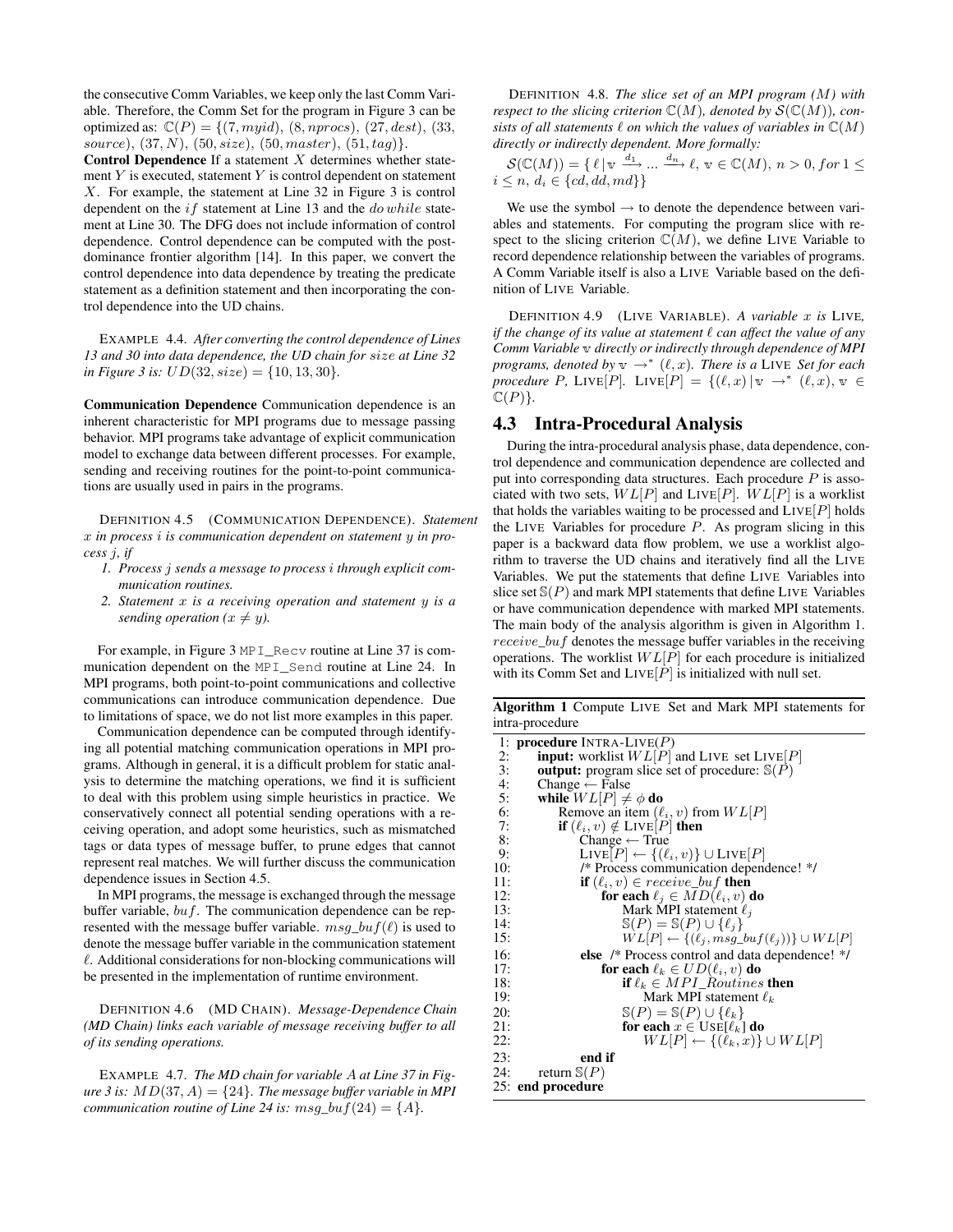the consecutive Comm Variables, we keep only the last Comm Variable. Therefore, the Comm Set for the program in Figure 3 can be optimized as: $\mathbb{C}(P) = \{(7, myid), (8, nprocs), (27, dest), (33, source), (37, N), (50, size), (50, master), (51, tag)\}$.

**Control Dependence** If a statement $X$ determines whether statement $Y$ is executed, statement $Y$ is control dependent on statement $X$. For example, the statement at Line 32 in Figure 3 is control dependent on the $if$ statement at Line 13 and the $do\,while$ statement at Line 30. The DFG does not include information of control dependence. Control dependence can be computed with the post-dominance frontier algorithm [14]. In this paper, we convert the control dependence into data dependence by treating the predicate statement as a definition statement and then incorporating the control dependence into the UD chains.

EXAMPLE 4.4. *After converting the control dependence of Lines 13 and 30 into data dependence, the UD chain for $size$ at Line 32 in Figure 3 is: $UD(32, size) = \{10, 13, 30\}$.*

**Communication Dependence** Communication dependence is an inherent characteristic for MPI programs due to message passing behavior. MPI programs take advantage of explicit communication model to exchange data between different processes. For example, sending and receiving routines for the point-to-point communications are usually used in pairs in the programs.

DEFINITION 4.5 (COMMUNICATION DEPENDENCE). *Statement $x$ in process $i$ is communication dependent on statement $y$ in process $j$, if*

1. *Process $j$ sends a message to process $i$ through explicit communication routines.*
2. *Statement $x$ is a receiving operation and statement $y$ is a sending operation ($x \neq y$).*

For example, in Figure 3 `MPI_Recv` routine at Line 37 is communication dependent on the `MPI_Send` routine at Line 24. In MPI programs, both point-to-point communications and collective communications can introduce communication dependence. Due to limitations of space, we do not list more examples in this paper.

Communication dependence can be computed through identifying all potential matching communication operations in MPI programs. Although in general, it is a difficult problem for static analysis to determine the matching operations, we find it is sufficient to deal with this problem using simple heuristics in practice. We conservatively connect all potential sending operations with a receiving operation, and adopt some heuristics, such as mismatched tags or data types of message buffer, to prune edges that cannot represent real matches. We will further discuss the communication dependence issues in Section 4.5.

In MPI programs, the message is exchanged through the message buffer variable, $buf$. The communication dependence can be represented with the message buffer variable. $msg\_buf(\ell)$ is used to denote the message buffer variable in the communication statement $\ell$. Additional considerations for non-blocking communications will be presented in the implementation of runtime environment.

DEFINITION 4.6 (MD CHAIN). *Message-Dependence Chain (MD Chain) links each variable of message receiving buffer to all of its sending operations.*

EXAMPLE 4.7. *The MD chain for variable $A$ at Line 37 in Figure 3 is: $MD(37, A) = \{24\}$. The message buffer variable in MPI communication routine of Line 24 is: $msg\_buf(24) = \{A\}$.*

DEFINITION 4.8. *The slice set of an MPI program ($M$) with respect to the slicing criterion $\mathbb{C}(M)$, denoted by $\mathcal{S}(\mathbb{C}(M))$, consists of all statements $\ell$ on which the values of variables in $\mathbb{C}(M)$ directly or indirectly dependent. More formally:*

$\mathcal{S}(\mathbb{C}(M)) = \{\, \ell \,|\, \mathtt{v} \xrightarrow{d_1} \ldots \xrightarrow{d_n} \ell,\, \mathtt{v} \in \mathbb{C}(M),\, n > 0, for\, 1 \leq i \leq n,\, d_i \in \{cd, dd, md\}\}$

We use the symbol $\rightarrow$ to denote the dependence between variables and statements. For computing the program slice with respect to the slicing criterion $\mathbb{C}(M)$, we define LIVE Variable to record dependence relationship between the variables of programs. A Comm Variable itself is also a LIVE Variable based on the definition of LIVE Variable.

DEFINITION 4.9 (LIVE VARIABLE). *A variable $x$ is LIVE, if the change of its value at statement $\ell$ can affect the value of any Comm Variable $\mathtt{v}$ directly or indirectly through dependence of MPI programs, denoted by $\mathtt{v} \rightarrow^* (\ell, x)$. There is a LIVE Set for each procedure $P$, LIVE$[P]$. LIVE$[P] = \{(\ell, x) \,|\, \mathtt{v} \rightarrow^* (\ell, x),\, \mathtt{v} \in \mathbb{C}(P)\}$.*

## 4.3 Intra-Procedural Analysis

During the intra-procedural analysis phase, data dependence, control dependence and communication dependence are collected and put into corresponding data structures. Each procedure $P$ is associated with two sets, $WL[P]$ and LIVE$[P]$. $WL[P]$ is a worklist that holds the variables waiting to be processed and LIVE$[P]$ holds the LIVE Variables for procedure $P$. As program slicing in this paper is a backward data flow problem, we use a worklist algorithm to traverse the UD chains and iteratively find all the LIVE Variables. We put the statements that define LIVE Variables into slice set $\mathbb{S}(P)$ and mark MPI statements that define LIVE Variables or have communication dependence with marked MPI statements. The main body of the analysis algorithm is given in Algorithm 1. $receive\_buf$ denotes the message buffer variables in the receiving operations. The worklist $WL[P]$ for each procedure is initialized with its Comm Set and LIVE$[P]$ is initialized with null set.

**Algorithm 1** Compute LIVE Set and Mark MPI statements for intra-procedure

```
 1: procedure INTRA-LIVE(P)
 2:     input: worklist WL[P] and LIVE set LIVE[P]
 3:     output: program slice set of procedure: S(P)
 4:     Change ← False
 5:     while WL[P] ≠ φ do
 6:         Remove an item (ℓ_i, v) from WL[P]
 7:         if (ℓ_i, v) ∉ LIVE[P] then
 8:             Change ← True
 9:             LIVE[P] ← {(ℓ_i, v)} ∪ LIVE[P]
10:             /* Process communication dependence! */
11:             if (ℓ_i, v) ∈ receive_buf then
12:                 for each ℓ_j ∈ MD(ℓ_i, v) do
13:                     Mark MPI statement ℓ_j
14:                     S(P) = S(P) ∪ {ℓ_j}
15:                     WL[P] ← {(ℓ_j, msg_buf(ℓ_j))} ∪ WL[P]
16:             else /* Process control and data dependence! */
17:                 for each ℓ_k ∈ UD(ℓ_i, v) do
18:                     if ℓ_k ∈ MPI_Routines then
19:                         Mark MPI statement ℓ_k
20:                     S(P) = S(P) ∪ {ℓ_k}
21:                     for each x ∈ USE[ℓ_k] do
22:                         WL[P] ← {(ℓ_k, x)} ∪ WL[P]
23:             end if
24:     return S(P)
25: end procedure
```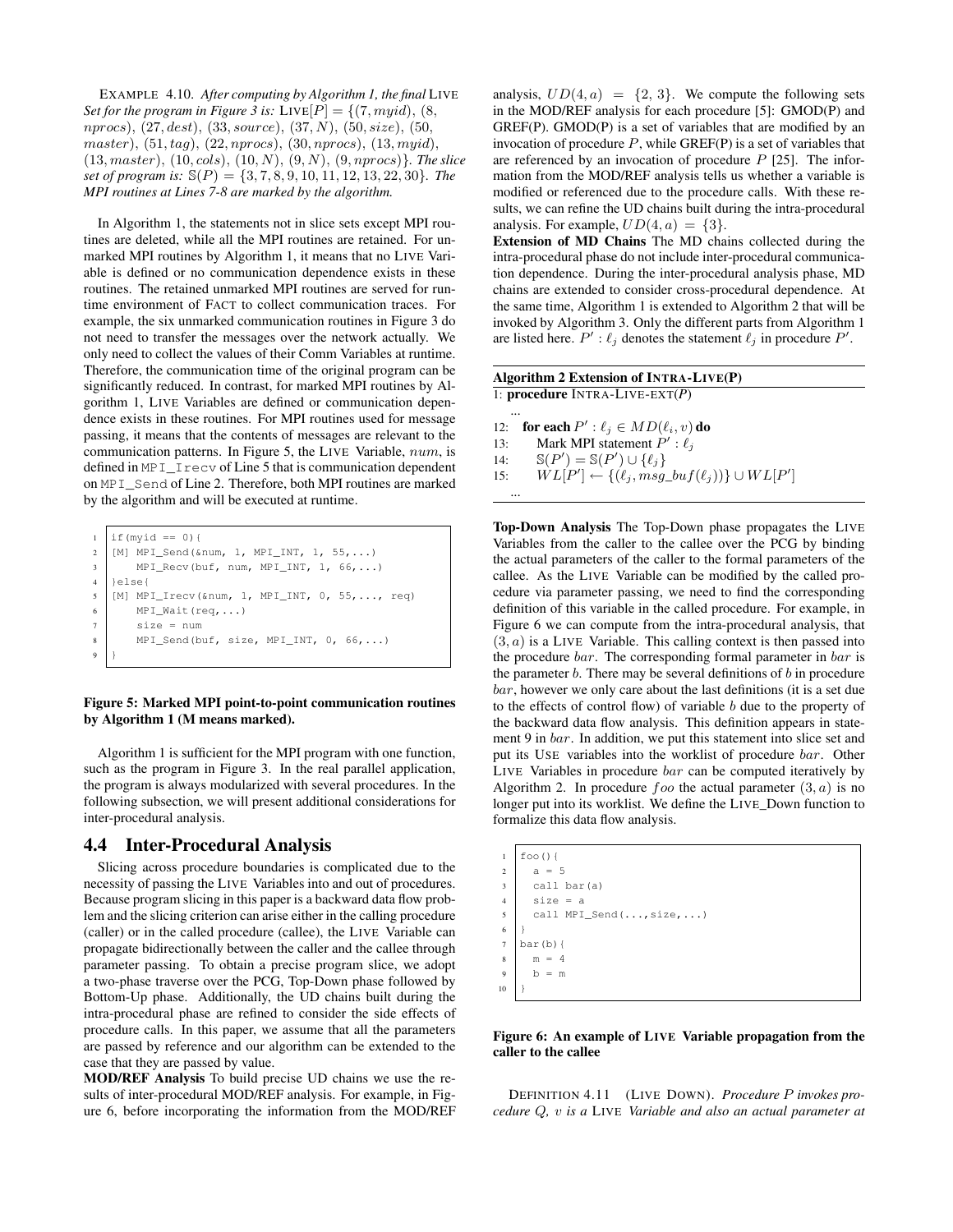EXAMPLE 4.10. *After computing by Algorithm 1, the final* LIVE *Set for the program in Figure 3 is:* $\text{LIVE}[P] = \{(7, myid), (8, nprocs), (27, dest), (33, source), (37, N), (50, size), (50, master), (51, tag), (22, nprocs), (30, nprocs), (13, myid), (13, master), (10, cols), (10, N), (9, N), (9, nprocs)\}$. *The slice set of program is:* $\mathbb{S}(P) = \{3, 7, 8, 9, 10, 11, 12, 13, 22, 30\}$. *The MPI routines at Lines 7-8 are marked by the algorithm.*

In Algorithm 1, the statements not in slice sets except MPI routines are deleted, while all the MPI routines are retained. For unmarked MPI routines by Algorithm 1, it means that no LIVE Variable is defined or no communication dependence exists in these routines. The retained unmarked MPI routines are served for runtime environment of FACT to collect communication traces. For example, the six unmarked communication routines in Figure 3 do not need to transfer the messages over the network actually. We only need to collect the values of their Comm Variables at runtime. Therefore, the communication time of the original program can be significantly reduced. In contrast, for marked MPI routines by Algorithm 1, LIVE Variables are defined or communication dependence exists in these routines. For MPI routines used for message passing, it means that the contents of messages are relevant to the communication patterns. In Figure 5, the LIVE Variable, $num$, is defined in `MPI_Irecv` of Line 5 that is communication dependent on `MPI_Send` of Line 2. Therefore, both MPI routines are marked by the algorithm and will be executed at runtime.

```
1  if(myid == 0){
2  [M] MPI_Send(&num, 1, MPI_INT, 1, 55,...)
3      MPI_Recv(buf, num, MPI_INT, 1, 66,...)
4  }else{
5  [M] MPI_Irecv(&num, 1, MPI_INT, 0, 55,..., req)
6      MPI_Wait(req,...)
7      size = num
8      MPI_Send(buf, size, MPI_INT, 0, 66,...)
9  }
```

**Figure 5: Marked MPI point-to-point communication routines by Algorithm 1 (M means marked).**

Algorithm 1 is sufficient for the MPI program with one function, such as the program in Figure 3. In the real parallel application, the program is always modularized with several procedures. In the following subsection, we will present additional considerations for inter-procedural analysis.

## 4.4 Inter-Procedural Analysis

Slicing across procedure boundaries is complicated due to the necessity of passing the LIVE Variables into and out of procedures. Because program slicing in this paper is a backward data flow problem and the slicing criterion can arise either in the calling procedure (caller) or in the called procedure (callee), the LIVE Variable can propagate bidirectionally between the caller and the callee through parameter passing. To obtain a precise program slice, we adopt a two-phase traverse over the PCG, Top-Down phase followed by Bottom-Up phase. Additionally, the UD chains built during the intra-procedural phase are refined to consider the side effects of procedure calls. In this paper, we assume that all the parameters are passed by reference and our algorithm can be extended to the case that they are passed by value.

**MOD/REF Analysis** To build precise UD chains we use the results of inter-procedural MOD/REF analysis. For example, in Figure 6, before incorporating the information from the MOD/REF analysis, $UD(4, a) = \{2, 3\}$. We compute the following sets in the MOD/REF analysis for each procedure [5]: GMOD(P) and GREF(P). GMOD(P) is a set of variables that are modified by an invocation of procedure $P$, while GREF(P) is a set of variables that are referenced by an invocation of procedure $P$ [25]. The information from the MOD/REF analysis tells us whether a variable is modified or referenced due to the procedure calls. With these results, we can refine the UD chains built during the intra-procedural analysis. For example, $UD(4, a) = \{3\}$.

**Extension of MD Chains** The MD chains collected during the intra-procedural phase do not include inter-procedural communication dependence. During the inter-procedural analysis phase, MD chains are extended to consider cross-procedural dependence. At the same time, Algorithm 1 is extended to Algorithm 2 that will be invoked by Algorithm 3. Only the different parts from Algorithm 1 are listed here. $P' : \ell_j$ denotes the statement $\ell_j$ in procedure $P'$.

**Algorithm 2 Extension of INTRA-LIVE(P)**

1: **procedure** INTRA-LIVE-EXT($P$)
...
12: **for each** $P' : \ell_j \in MD(\ell_i, v)$ **do**
13: Mark MPI statement $P' : \ell_j$
14: $\mathbb{S}(P') = \mathbb{S}(P') \cup \{\ell_j\}$
15: $WL[P'] \leftarrow \{(\ell_j, msg\_buf(\ell_j))\} \cup WL[P']$
...

**Top-Down Analysis** The Top-Down phase propagates the LIVE Variables from the caller to the callee over the PCG by binding the actual parameters of the caller to the formal parameters of the callee. As the LIVE Variable can be modified by the called procedure via parameter passing, we need to find the corresponding definition of this variable in the called procedure. For example, in Figure 6 we can compute from the intra-procedural analysis, that $(3, a)$ is a LIVE Variable. This calling context is then passed into the procedure $bar$. The corresponding formal parameter in $bar$ is the parameter $b$. There may be several definitions of $b$ in procedure $bar$, however we only care about the last definitions (it is a set due to the effects of control flow) of variable $b$ due to the property of the backward data flow analysis. This definition appears in statement 9 in $bar$. In addition, we put this statement into slice set and put its USE variables into the worklist of procedure $bar$. Other LIVE Variables in procedure $bar$ can be computed iteratively by Algorithm 2. In procedure $foo$ the actual parameter $(3, a)$ is no longer put into its worklist. We define the LIVE_Down function to formalize this data flow analysis.

```
1  foo(){
2    a = 5
3    call bar(a)
4    size = a
5    call MPI_Send(...,size,...)
6  }
7  bar(b){
8    m = 4
9    b = m
10 }
```

**Figure 6: An example of LIVE Variable propagation from the caller to the callee**

DEFINITION 4.11 (LIVE DOWN). *Procedure $P$ invokes procedure $Q$, $v$ is a* LIVE *Variable and also an actual parameter at*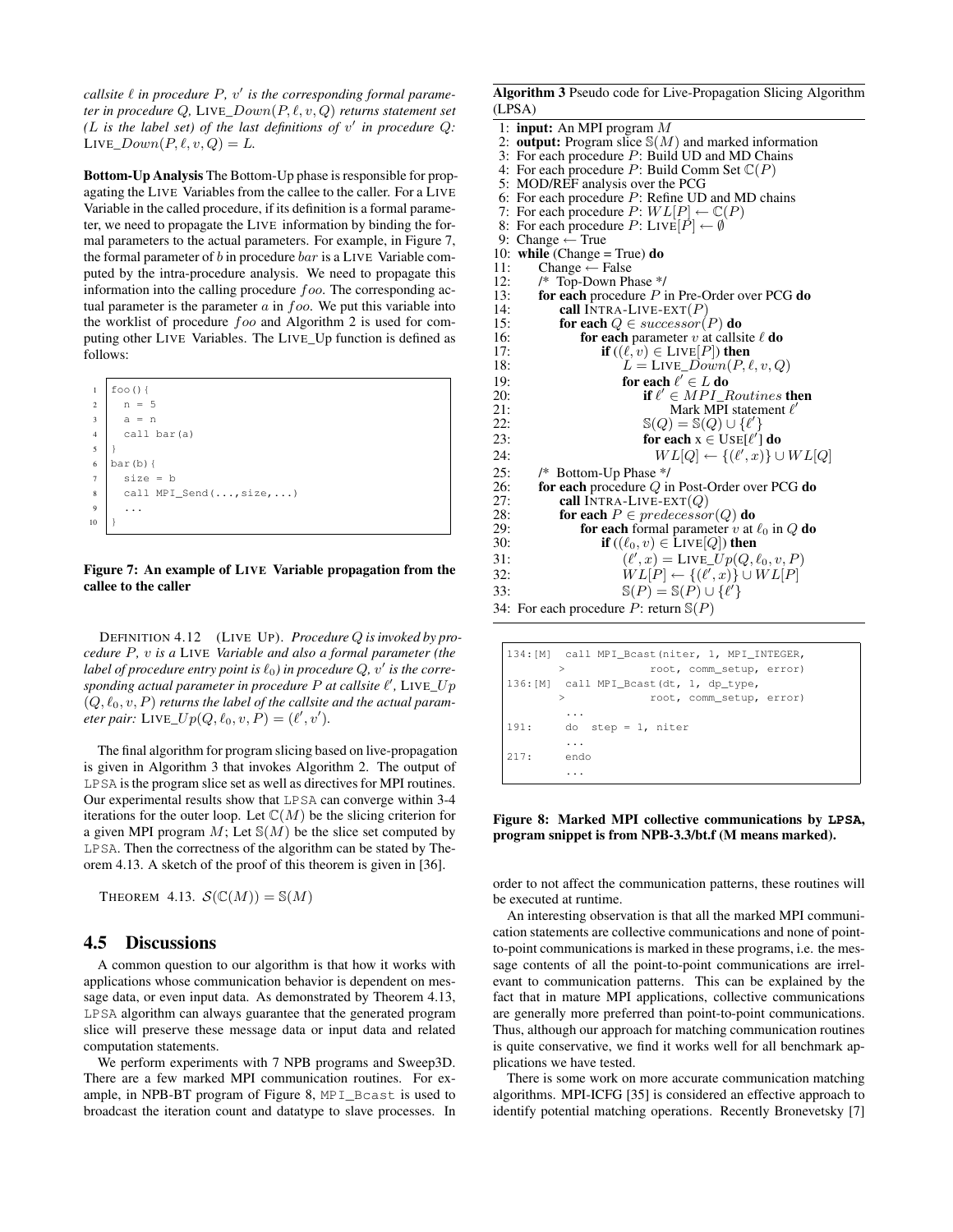*callsite $\ell$ in procedure $P$, $v'$ is the corresponding formal parameter in procedure $Q$,* LIVE_$Down(P, \ell, v, Q)$ *returns statement set ($L$ is the label set) of the last definitions of $v'$ in procedure $Q$:* LIVE_$Down(P, \ell, v, Q) = L$.

**Bottom-Up Analysis** The Bottom-Up phase is responsible for propagating the LIVE Variables from the callee to the caller. For a LIVE Variable in the called procedure, if its definition is a formal parameter, we need to propagate the LIVE information by binding the formal parameters to the actual parameters. For example, in Figure 7, the formal parameter of $b$ in procedure $bar$ is a LIVE Variable computed by the intra-procedure analysis. We need to propagate this information into the calling procedure $foo$. The corresponding actual parameter is the parameter $a$ in $foo$. We put this variable into the worklist of procedure $foo$ and Algorithm 2 is used for computing other LIVE Variables. The LIVE_Up function is defined as follows:

```
1   foo(){
2     n = 5
3     a = n
4     call bar(a)
5   }
6   bar(b){
7     size = b
8     call MPI_Send(...,size,...)
9     ...
10  }
```

**Figure 7: An example of LIVE Variable propagation from the callee to the caller**

DEFINITION 4.12 (LIVE UP). *Procedure $Q$ is invoked by procedure $P$, $v$ is a* LIVE *Variable and also a formal parameter (the label of procedure entry point is $\ell_0$) in procedure $Q$, $v'$ is the corresponding actual parameter in procedure $P$ at callsite $\ell'$,* LIVE_$Up$ $(Q, \ell_0, v, P)$ *returns the label of the callsite and the actual parameter pair:* LIVE_$Up(Q, \ell_0, v, P) = (\ell', v')$.

The final algorithm for program slicing based on live-propagation is given in Algorithm 3 that invokes Algorithm 2. The output of LPSA is the program slice set as well as directives for MPI routines. Our experimental results show that LPSA can converge within 3-4 iterations for the outer loop. Let $\mathbb{C}(M)$ be the slicing criterion for a given MPI program $M$; Let $\mathbb{S}(M)$ be the slice set computed by LPSA. Then the correctness of the algorithm can be stated by Theorem 4.13. A sketch of the proof of this theorem is given in [36].

THEOREM 4.13. $\mathcal{S}(\mathbb{C}(M)) = \mathbb{S}(M)$

## 4.5 Discussions

A common question to our algorithm is that how it works with applications whose communication behavior is dependent on message data, or even input data. As demonstrated by Theorem 4.13, LPSA algorithm can always guarantee that the generated program slice will preserve these message data or input data and related computation statements.

We perform experiments with 7 NPB programs and Sweep3D. There are a few marked MPI communication routines. For example, in NPB-BT program of Figure 8, MPI_Bcast is used to broadcast the iteration count and datatype to slave processes. In

**Algorithm 3** Pseudo code for Live-Propagation Slicing Algorithm (LPSA)

```
1:  input: An MPI program M
2:  output: Program slice S(M) and marked information
3:  For each procedure P: Build UD and MD Chains
4:  For each procedure P: Build Comm Set C(P)
5:  MOD/REF analysis over the PCG
6:  For each procedure P: Refine UD and MD chains
7:  For each procedure P: WL[P] ← C(P)
8:  For each procedure P: LIVE[P] ← ∅
9:  Change ← True
10: while (Change = True) do
11:     Change ← False
12:     /* Top-Down Phase */
13:     for each procedure P in Pre-Order over PCG do
14:         call INTRA-LIVE-EXT(P)
15:         for each Q ∈ successor(P) do
16:             for each parameter v at callsite ℓ do
17:                 if ((ℓ, v) ∈ LIVE[P]) then
18:                     L = LIVE_Down(P, ℓ, v, Q)
19:                     for each ℓ' ∈ L do
20:                         if ℓ' ∈ MPI_Routines then
21:                             Mark MPI statement ℓ'
22:                         S(Q) = S(Q) ∪ {ℓ'}
23:                         for each x ∈ USE[ℓ'] do
24:                             WL[Q] ← {(ℓ', x)} ∪ WL[Q]
25:     /* Bottom-Up Phase */
26:     for each procedure Q in Post-Order over PCG do
27:         call INTRA-LIVE-EXT(Q)
28:         for each P ∈ predecessor(Q) do
29:             for each formal parameter v at ℓ0 in Q do
30:                 if ((ℓ0, v) ∈ LIVE[Q]) then
31:                     (ℓ', x) = LIVE_Up(Q, ℓ0, v, P)
32:                     WL[P] ← {(ℓ', x)} ∪ WL[P]
33:                     S(P) = S(P) ∪ {ℓ'}
34: For each procedure P: return S(P)
```

```
134:[M]  call MPI_Bcast(niter, 1, MPI_INTEGER,
       >              root, comm_setup, error)
136:[M]  call MPI_Bcast(dt, 1, dp_type,
       >              root, comm_setup, error)
          ...
191:      do  step = 1, niter
          ...
217:      endo
          ...
```

**Figure 8: Marked MPI collective communications by LPSA, program snippet is from NPB-3.3/bt.f (M means marked).**

order to not affect the communication patterns, these routines will be executed at runtime.

An interesting observation is that all the marked MPI communication statements are collective communications and none of point-to-point communications is marked in these programs, i.e. the message contents of all the point-to-point communications are irrelevant to communication patterns. This can be explained by the fact that in mature MPI applications, collective communications are generally more preferred than point-to-point communications. Thus, although our approach for matching communication routines is quite conservative, we find it works well for all benchmark applications we have tested.

There is some work on more accurate communication matching algorithms. MPI-ICFG [35] is considered an effective approach to identify potential matching operations. Recently Bronevetsky [7]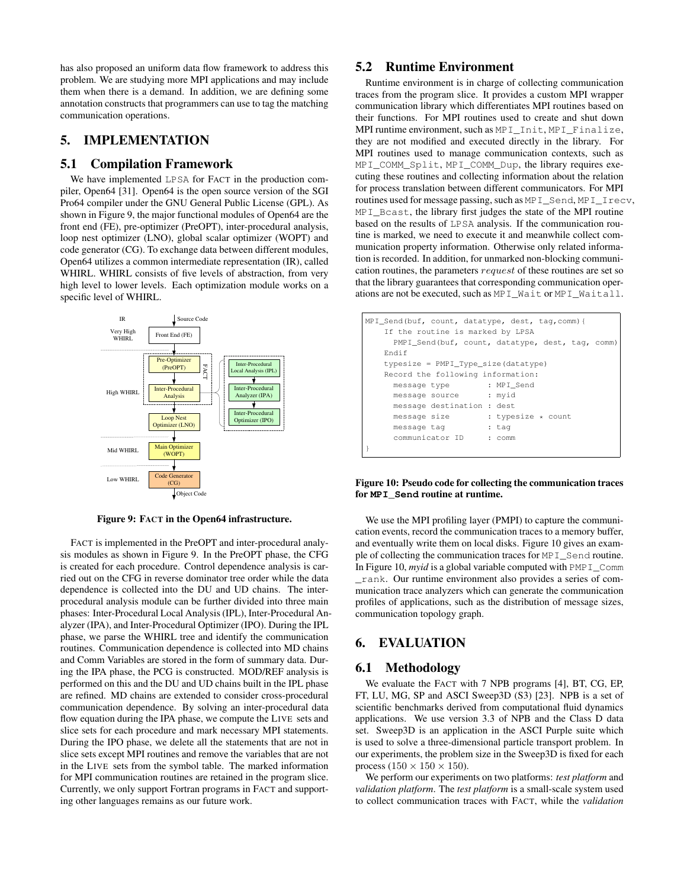has also proposed an uniform data flow framework to address this problem. We are studying more MPI applications and may include them when there is a demand. In addition, we are defining some annotation constructs that programmers can use to tag the matching communication operations.

## 5. IMPLEMENTATION

### 5.1 Compilation Framework

We have implemented LPSA for FACT in the production compiler, Open64 [31]. Open64 is the open source version of the SGI Pro64 compiler under the GNU General Public License (GPL). As shown in Figure 9, the major functional modules of Open64 are the front end (FE), pre-optimizer (PreOPT), inter-procedural analysis, loop nest optimizer (LNO), global scalar optimizer (WOPT) and code generator (CG). To exchange data between different modules, Open64 utilizes a common intermediate representation (IR), called WHIRL. WHIRL consists of five levels of abstraction, from very high level to lower levels. Each optimization module works on a specific level of WHIRL.

Figure 9: FACT in the Open64 infrastructure.

FACT is implemented in the PreOPT and inter-procedural analysis modules as shown in Figure 9. In the PreOPT phase, the CFG is created for each procedure. Control dependence analysis is carried out on the CFG in reverse dominator tree order while the data dependence is collected into the DU and UD chains. The inter-procedural analysis module can be further divided into three main phases: Inter-Procedural Local Analysis (IPL), Inter-Procedural Analyzer (IPA), and Inter-Procedural Optimizer (IPO). During the IPL phase, we parse the WHIRL tree and identify the communication routines. Communication dependence is collected into MD chains and Comm Variables are stored in the form of summary data. During the IPA phase, the PCG is constructed. MOD/REF analysis is performed on this and the DU and UD chains built in the IPL phase are refined. MD chains are extended to consider cross-procedural communication dependence. By solving an inter-procedural data flow equation during the IPA phase, we compute the LIVE sets and slice sets for each procedure and mark necessary MPI statements. During the IPO phase, we delete all the statements that are not in slice sets except MPI routines and remove the variables that are not in the LIVE sets from the symbol table. The marked information for MPI communication routines are retained in the program slice. Currently, we only support Fortran programs in FACT and supporting other languages remains as our future work.

### 5.2 Runtime Environment

Runtime environment is in charge of collecting communication traces from the program slice. It provides a custom MPI wrapper communication library which differentiates MPI routines based on their functions. For MPI routines used to create and shut down MPI runtime environment, such as MPI_Init, MPI_Finalize, they are not modified and executed directly in the library. For MPI routines used to manage communication contexts, such as MPI_COMM_Split, MPI_COMM_Dup, the library requires executing these routines and collecting information about the relation for process translation between different communicators. For MPI routines used for message passing, such as MPI_Send, MPI_Irecv, MPI_Bcast, the library first judges the state of the MPI routine based on the results of LPSA analysis. If the communication routine is marked, we need to execute it and meanwhile collect communication property information. Otherwise only related information is recorded. In addition, for unmarked non-blocking communication routines, the parameters $request$ of these routines are set so that the library guarantees that corresponding communication operations are not be executed, such as MPI_Wait or MPI_Waitall.

```
MPI_Send(buf, count, datatype, dest, tag,comm){
    If the routine is marked by LPSA
      PMPI_Send(buf, count, datatype, dest, tag, comm)
    Endif
    typesize = PMPI_Type_size(datatype)
    Record the following information:
      message type        : MPI_Send
      message source      : myid
      message destination : dest
      message size        : typesize * count
      message tag         : tag
      communicator ID     : comm
}
```

**Figure 10: Pseudo code for collecting the communication traces for MPI_Send routine at runtime.**

We use the MPI profiling layer (PMPI) to capture the communication events, record the communication traces to a memory buffer, and eventually write them on local disks. Figure 10 gives an example of collecting the communication traces for MPI_Send routine. In Figure 10, *myid* is a global variable computed with PMPI_Comm_rank. Our runtime environment also provides a series of communication trace analyzers which can generate the communication profiles of applications, such as the distribution of message sizes, communication topology graph.

## 6. EVALUATION

### 6.1 Methodology

We evaluate the FACT with 7 NPB programs [4], BT, CG, EP, FT, LU, MG, SP and ASCI Sweep3D (S3) [23]. NPB is a set of scientific benchmarks derived from computational fluid dynamics applications. We use version 3.3 of NPB and the Class D data set. Sweep3D is an application in the ASCI Purple suite which is used to solve a three-dimensional particle transport problem. In our experiments, the problem size in the Sweep3D is fixed for each process ($150 \times 150 \times 150$).

We perform our experiments on two platforms: *test platform* and *validation platform*. The *test platform* is a small-scale system used to collect communication traces with FACT, while the *validation*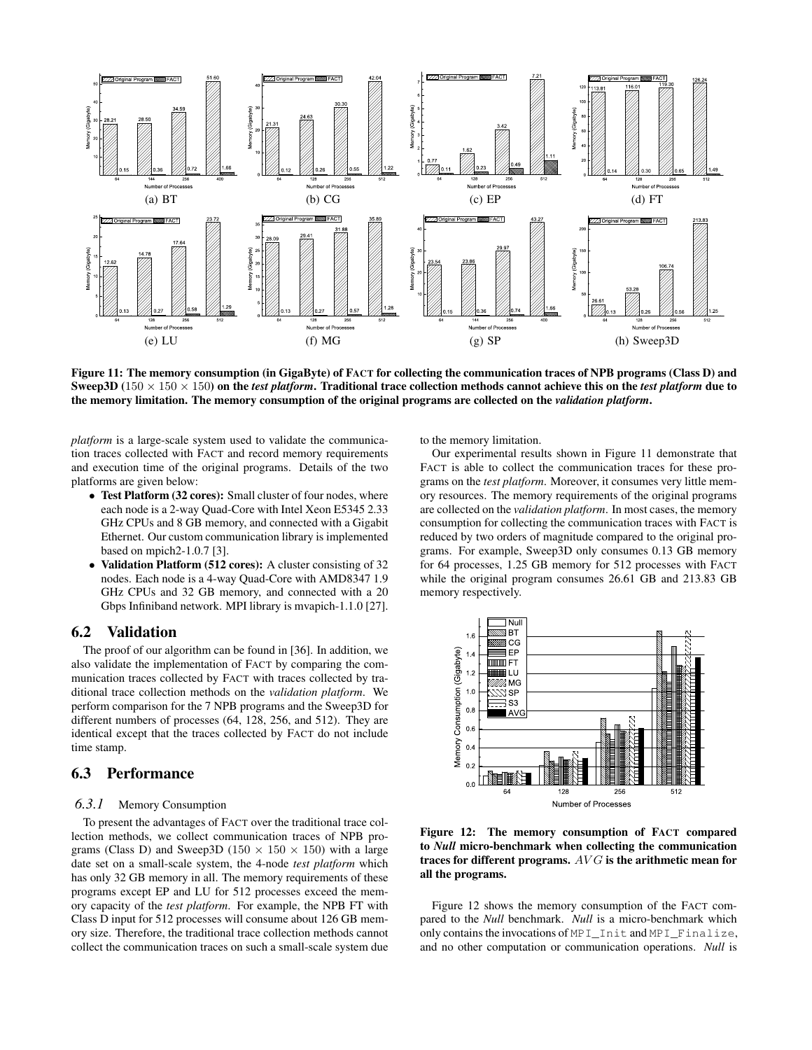**Figure 11: The memory consumption (in GigaByte) of FACT for collecting the communication traces of NPB programs (Class D) and Sweep3D ($150 \times 150 \times 150$) on the *test platform*. Traditional trace collection methods cannot achieve this on the *test platform* due to the memory limitation. The memory consumption of the original programs are collected on the *validation platform*.**

*platform* is a large-scale system used to validate the communication traces collected with FACT and record memory requirements and execution time of the original programs. Details of the two platforms are given below:

- **Test Platform (32 cores):** Small cluster of four nodes, where each node is a 2-way Quad-Core with Intel Xeon E5345 2.33 GHz CPUs and 8 GB memory, and connected with a Gigabit Ethernet. Our custom communication library is implemented based on mpich2-1.0.7 [3].
- **Validation Platform (512 cores):** A cluster consisting of 32 nodes. Each node is a 4-way Quad-Core with AMD8347 1.9 GHz CPUs and 32 GB memory, and connected with a 20 Gbps Infiniband network. MPI library is mvapich-1.1.0 [27].

## 6.2 Validation

The proof of our algorithm can be found in [36]. In addition, we also validate the implementation of FACT by comparing the communication traces collected by FACT with traces collected by traditional trace collection methods on the *validation platform*. We perform comparison for the 7 NPB programs and the Sweep3D for different numbers of processes (64, 128, 256, and 512). They are identical except that the traces collected by FACT do not include time stamp.

## 6.3 Performance

### 6.3.1 Memory Consumption

To present the advantages of FACT over the traditional trace collection methods, we collect communication traces of NPB programs (Class D) and Sweep3D ($150 \times 150 \times 150$) with a large date set on a small-scale system, the 4-node *test platform* which has only 32 GB memory in all. The memory requirements of these programs except EP and LU for 512 processes exceed the memory capacity of the *test platform*. For example, the NPB FT with Class D input for 512 processes will consume about 126 GB memory size. Therefore, the traditional trace collection methods cannot collect the communication traces on such a small-scale system due to the memory limitation.

Our experimental results shown in Figure 11 demonstrate that FACT is able to collect the communication traces for these programs on the *test platform*. Moreover, it consumes very little memory resources. The memory requirements of the original programs are collected on the *validation platform*. In most cases, the memory consumption for collecting the communication traces with FACT is reduced by two orders of magnitude compared to the original programs. For example, Sweep3D only consumes 0.13 GB memory for 64 processes, 1.25 GB memory for 512 processes with FACT while the original program consumes 26.61 GB and 213.83 GB memory respectively.

**Figure 12: The memory consumption of FACT compared to *Null* micro-benchmark when collecting the communication traces for different programs. $AVG$ is the arithmetic mean for all the programs.**

Figure 12 shows the memory consumption of the FACT compared to the *Null* benchmark. *Null* is a micro-benchmark which only contains the invocations of `MPI_Init` and `MPI_Finalize`, and no other computation or communication operations. *Null* is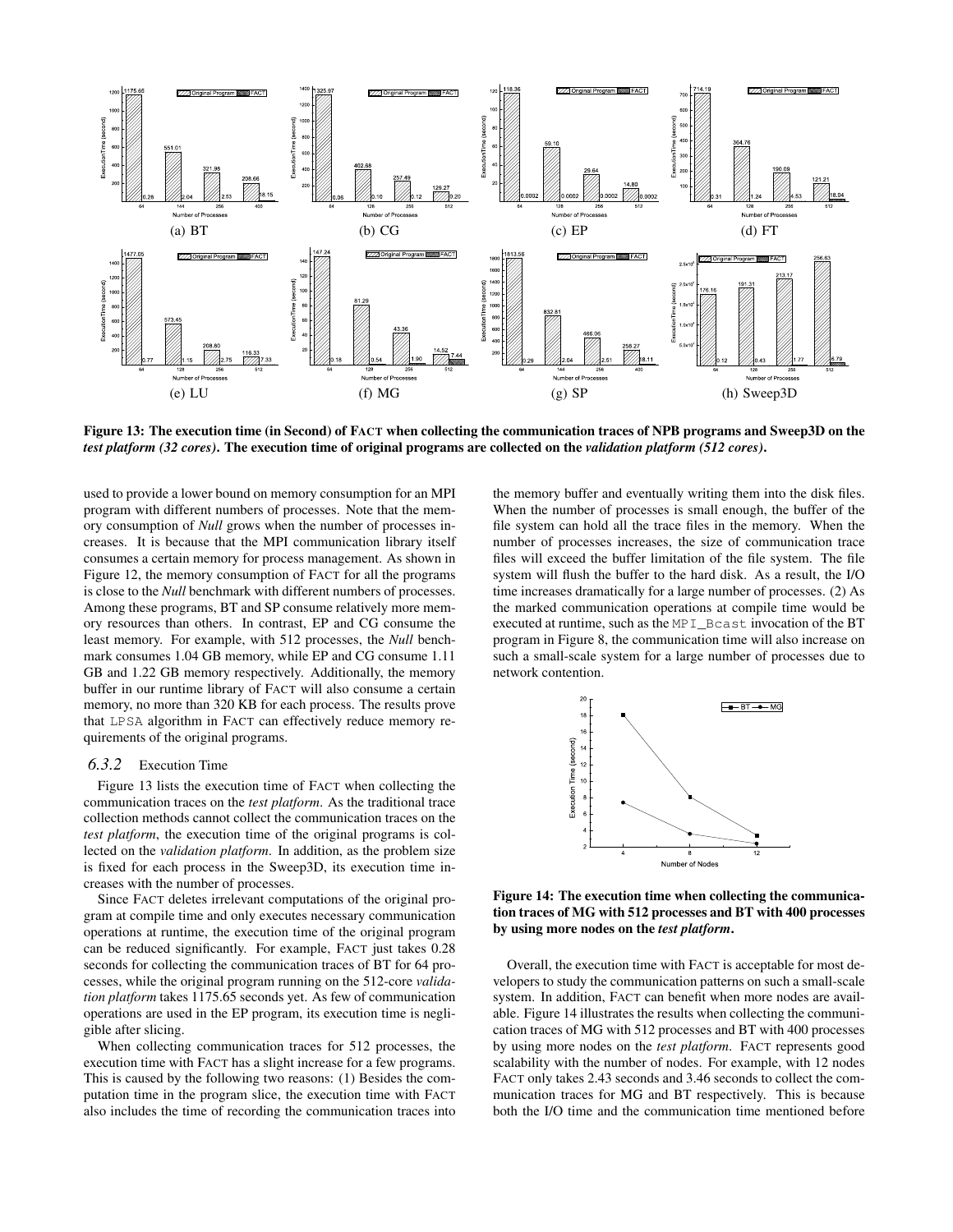(a) BT (b) CG (c) EP (d) FT

(e) LU (f) MG (g) SP (h) Sweep3D

**Figure 13: The execution time (in Second) of FACT when collecting the communication traces of NPB programs and Sweep3D on the *test platform (32 cores)*. The execution time of original programs are collected on the *validation platform (512 cores)*.**

used to provide a lower bound on memory consumption for an MPI program with different numbers of processes. Note that the memory consumption of *Null* grows when the number of processes increases. It is because that the MPI communication library itself consumes a certain memory for process management. As shown in Figure 12, the memory consumption of FACT for all the programs is close to the *Null* benchmark with different numbers of processes. Among these programs, BT and SP consume relatively more memory resources than others. In contrast, EP and CG consume the least memory. For example, with 512 processes, the *Null* benchmark consumes 1.04 GB memory, while EP and CG consume 1.11 GB and 1.22 GB memory respectively. Additionally, the memory buffer in our runtime library of FACT will also consume a certain memory, no more than 320 KB for each process. The results prove that LPSA algorithm in FACT can effectively reduce memory requirements of the original programs.

### *6.3.2* Execution Time

Figure 13 lists the execution time of FACT when collecting the communication traces on the *test platform*. As the traditional trace collection methods cannot collect the communication traces on the *test platform*, the execution time of the original programs is collected on the *validation platform*. In addition, as the problem size is fixed for each process in the Sweep3D, its execution time increases with the number of processes.

Since FACT deletes irrelevant computations of the original program at compile time and only executes necessary communication operations at runtime, the execution time of the original program can be reduced significantly. For example, FACT just takes 0.28 seconds for collecting the communication traces of BT for 64 processes, while the original program running on the 512-core *validation platform* takes 1175.65 seconds yet. As few of communication operations are used in the EP program, its execution time is negligible after slicing.

When collecting communication traces for 512 processes, the execution time with FACT has a slight increase for a few programs. This is caused by the following two reasons: (1) Besides the computation time in the program slice, the execution time with FACT also includes the time of recording the communication traces into the memory buffer and eventually writing them into the disk files. When the number of processes is small enough, the buffer of the file system can hold all the trace files in the memory. When the number of processes increases, the size of communication trace files will exceed the buffer limitation of the file system. The file system will flush the buffer to the hard disk. As a result, the I/O time increases dramatically for a large number of processes. (2) As the marked communication operations at compile time would be executed at runtime, such as the MPI_Bcast invocation of the BT program in Figure 8, the communication time will also increase on such a small-scale system for a large number of processes due to network contention.

**Figure 14: The execution time when collecting the communication traces of MG with 512 processes and BT with 400 processes by using more nodes on the *test platform*.**

Overall, the execution time with FACT is acceptable for most developers to study the communication patterns on such a small-scale system. In addition, FACT can benefit when more nodes are available. Figure 14 illustrates the results when collecting the communication traces of MG with 512 processes and BT with 400 processes by using more nodes on the *test platform*. FACT represents good scalability with the number of nodes. For example, with 12 nodes FACT only takes 2.43 seconds and 3.46 seconds to collect the communication traces for MG and BT respectively. This is because both the I/O time and the communication time mentioned before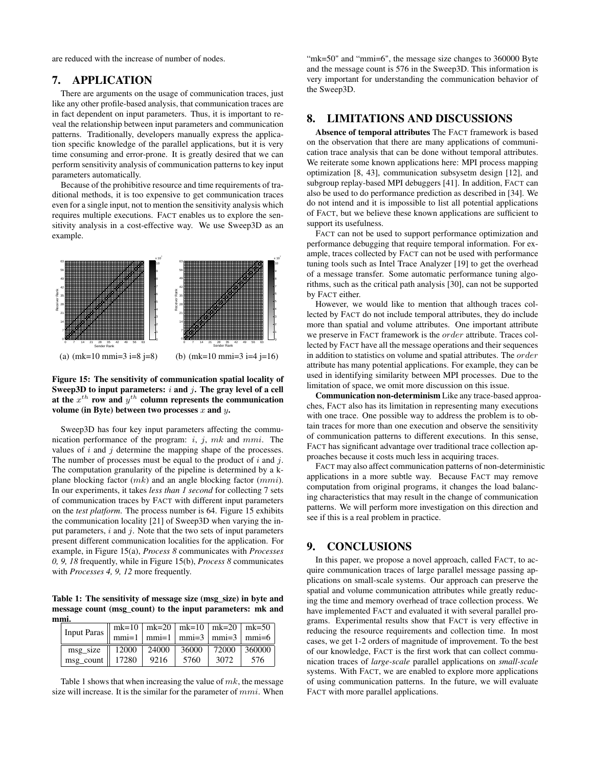are reduced with the increase of number of nodes.

## 7. APPLICATION

There are arguments on the usage of communication traces, just like any other profile-based analysis, that communication traces are in fact dependent on input parameters. Thus, it is important to reveal the relationship between input parameters and communication patterns. Traditionally, developers manually express the application specific knowledge of the parallel applications, but it is very time consuming and error-prone. It is greatly desired that we can perform sensitivity analysis of communication patterns to key input parameters automatically.

Because of the prohibitive resource and time requirements of traditional methods, it is too expensive to get communication traces even for a single input, not to mention the sensitivity analysis which requires multiple executions. FACT enables us to explore the sensitivity analysis in a cost-effective way. We use Sweep3D as an example.

Receiver Rank
Sender Rank
x 10^7

(a) (mk=10 mmi=3 i=8 j=8)

Receiver Rank
Sender Rank
x 10^7

(b) (mk=10 mmi=3 i=4 j=16)

**Figure 15: The sensitivity of communication spatial locality of Sweep3D to input parameters: $i$ and $j$. The gray level of a cell at the $x^{th}$ row and $y^{th}$ column represents the communication volume (in Byte) between two processes $x$ and $y$.**

Sweep3D has four key input parameters affecting the communication performance of the program: $i$, $j$, $mk$ and $mmi$. The values of $i$ and $j$ determine the mapping shape of the processes. The number of processes must be equal to the product of $i$ and $j$. The computation granularity of the pipeline is determined by a k-plane blocking factor ($mk$) and an angle blocking factor ($mmi$). In our experiments, it takes *less than 1 second* for collecting 7 sets of communication traces by FACT with different input parameters on the *test platform*. The process number is 64. Figure 15 exhibits the communication locality [21] of Sweep3D when varying the input parameters, $i$ and $j$. Note that the two sets of input parameters present different communication localities for the application. For example, in Figure 15(a), *Process 8* communicates with *Processes 0, 9, 18* frequently, while in Figure 15(b), *Process 8* communicates with *Processes 4, 9, 12* more frequently.

**Table 1: The sensitivity of message size (msg_size) in byte and message count (msg_count) to the input parameters: mk and mmi.**

| Input Paras | mk=10 mmi=1 | mk=20 mmi=1 | mk=10 mmi=3 | mk=20 mmi=3 | mk=50 mmi=6 |
|---|---|---|---|---|---|
| msg_size | 12000 | 24000 | 36000 | 72000 | 360000 |
| msg_count | 17280 | 9216 | 5760 | 3072 | 576 |

Table 1 shows that when increasing the value of $mk$, the message size will increase. It is the similar for the parameter of $mmi$. When "mk=50" and "mmi=6", the message size changes to 360000 Byte and the message count is 576 in the Sweep3D. This information is very important for understanding the communication behavior of the Sweep3D.

## 8. LIMITATIONS AND DISCUSSIONS

**Absence of temporal attributes** The FACT framework is based on the observation that there are many applications of communication trace analysis that can be done without temporal attributes. We reiterate some known applications here: MPI process mapping optimization [8, 43], communication subsysetm design [12], and subgroup replay-based MPI debuggers [41]. In addition, FACT can also be used to do performance prediction as described in [34]. We do not intend and it is impossible to list all potential applications of FACT, but we believe these known applications are sufficient to support its usefulness.

FACT can not be used to support performance optimization and performance debugging that require temporal information. For example, traces collected by FACT can not be used with performance tuning tools such as Intel Trace Analyzer [19] to get the overhead of a message transfer. Some automatic performance tuning algorithms, such as the critical path analysis [30], can not be supported by FACT either.

However, we would like to mention that although traces collected by FACT do not include temporal attributes, they do include more than spatial and volume attributes. One important attribute we preserve in FACT framework is the $order$ attribute. Traces collected by FACT have all the message operations and their sequences in addition to statistics on volume and spatial attributes. The $order$ attribute has many potential applications. For example, they can be used in identifying similarity between MPI processes. Due to the limitation of space, we omit more discussion on this issue.

**Communication non-determinism** Like any trace-based approaches, FACT also has its limitation in representing many executions with one trace. One possible way to address the problem is to obtain traces for more than one execution and observe the sensitivity of communication patterns to different executions. In this sense, FACT has significant advantage over traditional trace collection approaches because it costs much less in acquiring traces.

FACT may also affect communication patterns of non-deterministic applications in a more subtle way. Because FACT may remove computation from original programs, it changes the load balancing characteristics that may result in the change of communication patterns. We will perform more investigation on this direction and see if this is a real problem in practice.

## 9. CONCLUSIONS

In this paper, we propose a novel approach, called FACT, to acquire communication traces of large parallel message passing applications on small-scale systems. Our approach can preserve the spatial and volume communication attributes while greatly reducing the time and memory overhead of trace collection process. We have implemented FACT and evaluated it with several parallel programs. Experimental results show that FACT is very effective in reducing the resource requirements and collection time. In most cases, we get 1-2 orders of magnitude of improvement. To the best of our knowledge, FACT is the first work that can collect communication traces of *large-scale* parallel applications on *small-scale* systems. With FACT, we are enabled to explore more applications of using communication patterns. In the future, we will evaluate FACT with more parallel applications.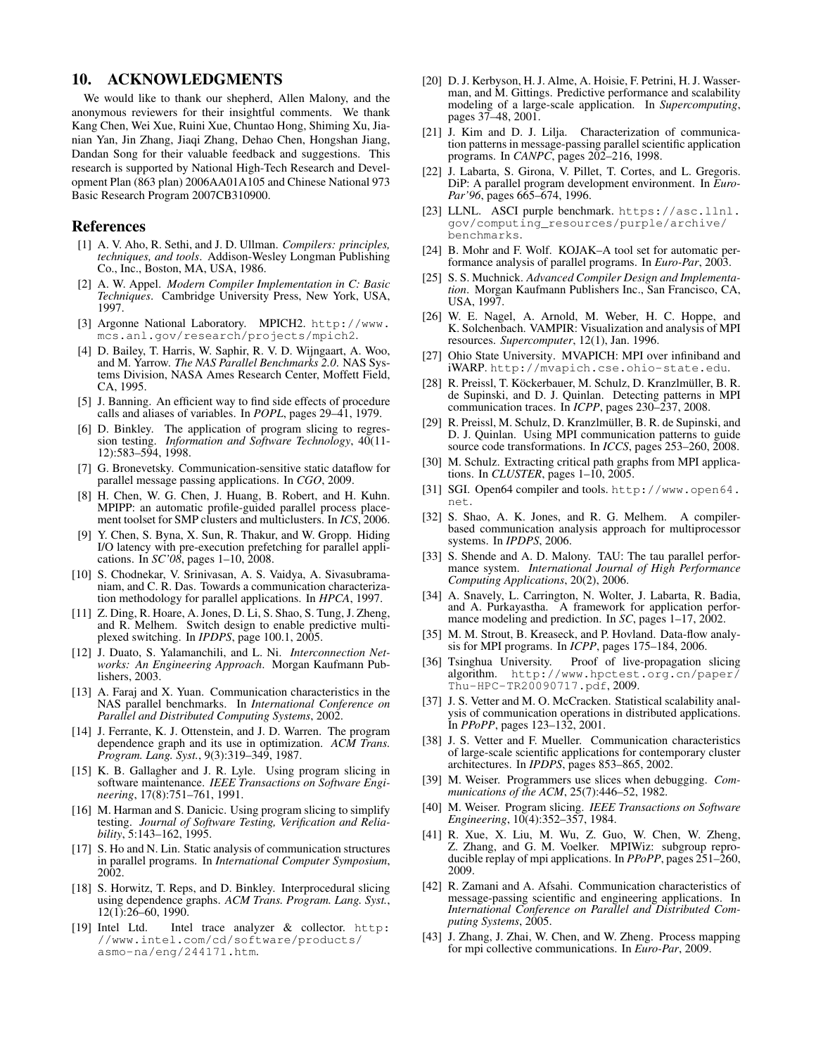## 10. ACKNOWLEDGMENTS

We would like to thank our shepherd, Allen Malony, and the anonymous reviewers for their insightful comments. We thank Kang Chen, Wei Xue, Ruini Xue, Chuntao Hong, Shiming Xu, Jianian Yan, Jin Zhang, Jiaqi Zhang, Dehao Chen, Hongshan Jiang, Dandan Song for their valuable feedback and suggestions. This research is supported by National High-Tech Research and Development Plan (863 plan) 2006AA01A105 and Chinese National 973 Basic Research Program 2007CB310900.

## References

[1] A. V. Aho, R. Sethi, and J. D. Ullman. *Compilers: principles, techniques, and tools*. Addison-Wesley Longman Publishing Co., Inc., Boston, MA, USA, 1986.

[2] A. W. Appel. *Modern Compiler Implementation in C: Basic Techniques*. Cambridge University Press, New York, USA, 1997.

[3] Argonne National Laboratory. MPICH2. http://www.mcs.anl.gov/research/projects/mpich2.

[4] D. Bailey, T. Harris, W. Saphir, R. V. D. Wijngaart, A. Woo, and M. Yarrow. *The NAS Parallel Benchmarks 2.0*. NAS Systems Division, NASA Ames Research Center, Moffett Field, CA, 1995.

[5] J. Banning. An efficient way to find side effects of procedure calls and aliases of variables. In *POPL*, pages 29–41, 1979.

[6] D. Binkley. The application of program slicing to regression testing. *Information and Software Technology*, 40(11-12):583–594, 1998.

[7] G. Bronevetsky. Communication-sensitive static dataflow for parallel message passing applications. In *CGO*, 2009.

[8] H. Chen, W. G. Chen, J. Huang, B. Robert, and H. Kuhn. MPIPP: an automatic profile-guided parallel process placement toolset for SMP clusters and multiclusters. In *ICS*, 2006.

[9] Y. Chen, S. Byna, X. Sun, R. Thakur, and W. Gropp. Hiding I/O latency with pre-execution prefetching for parallel applications. In *SC'08*, pages 1–10, 2008.

[10] S. Chodnekar, V. Srinivasan, A. S. Vaidya, A. Sivasubramaniam, and C. R. Das. Towards a communication characterization methodology for parallel applications. In *HPCA*, 1997.

[11] Z. Ding, R. Hoare, A. Jones, D. Li, S. Shao, S. Tung, J. Zheng, and R. Melhem. Switch design to enable predictive multiplexed switching. In *IPDPS*, page 100.1, 2005.

[12] J. Duato, S. Yalamanchili, and L. Ni. *Interconnection Networks: An Engineering Approach*. Morgan Kaufmann Publishers, 2003.

[13] A. Faraj and X. Yuan. Communication characteristics in the NAS parallel benchmarks. In *International Conference on Parallel and Distributed Computing Systems*, 2002.

[14] J. Ferrante, K. J. Ottenstein, and J. D. Warren. The program dependence graph and its use in optimization. *ACM Trans. Program. Lang. Syst.*, 9(3):319–349, 1987.

[15] K. B. Gallagher and J. R. Lyle. Using program slicing in software maintenance. *IEEE Transactions on Software Engineering*, 17(8):751–761, 1991.

[16] M. Harman and S. Danicic. Using program slicing to simplify testing. *Journal of Software Testing, Verification and Reliability*, 5:143–162, 1995.

[17] S. Ho and N. Lin. Static analysis of communication structures in parallel programs. In *International Computer Symposium*, 2002.

[18] S. Horwitz, T. Reps, and D. Binkley. Interprocedural slicing using dependence graphs. *ACM Trans. Program. Lang. Syst.*, 12(1):26–60, 1990.

[19] Intel Ltd. Intel trace analyzer & collector. http://www.intel.com/cd/software/products/asmo-na/eng/244171.htm.

[20] D. J. Kerbyson, H. J. Alme, A. Hoisie, F. Petrini, H. J. Wasserman, and M. Gittings. Predictive performance and scalability modeling of a large-scale application. In *Supercomputing*, pages 37–48, 2001.

[21] J. Kim and D. J. Lilja. Characterization of communication patterns in message-passing parallel scientific application programs. In *CANPC*, pages 202–216, 1998.

[22] J. Labarta, S. Girona, V. Pillet, T. Cortes, and L. Gregoris. DiP: A parallel program development environment. In *Euro-Par'96*, pages 665–674, 1996.

[23] LLNL. ASCI purple benchmark. https://asc.llnl.gov/computing_resources/purple/archive/benchmarks.

[24] B. Mohr and F. Wolf. KOJAK–A tool set for automatic performance analysis of parallel programs. In *Euro-Par*, 2003.

[25] S. S. Muchnick. *Advanced Compiler Design and Implementation*. Morgan Kaufmann Publishers Inc., San Francisco, CA, USA, 1997.

[26] W. E. Nagel, A. Arnold, M. Weber, H. C. Hoppe, and K. Solchenbach. VAMPIR: Visualization and analysis of MPI resources. *Supercomputer*, 12(1), Jan. 1996.

[27] Ohio State University. MVAPICH: MPI over infiniband and iWARP. http://mvapich.cse.ohio-state.edu.

[28] R. Preissl, T. Köckerbauer, M. Schulz, D. Kranzlmüller, B. R. de Supinski, and D. J. Quinlan. Detecting patterns in MPI communication traces. In *ICPP*, pages 230–237, 2008.

[29] R. Preissl, M. Schulz, D. Kranzlmüller, B. R. de Supinski, and D. J. Quinlan. Using MPI communication patterns to guide source code transformations. In *ICCS*, pages 253–260, 2008.

[30] M. Schulz. Extracting critical path graphs from MPI applications. In *CLUSTER*, pages 1–10, 2005.

[31] SGI. Open64 compiler and tools. http://www.open64.net.

[32] S. Shao, A. K. Jones, and R. G. Melhem. A compiler-based communication analysis approach for multiprocessor systems. In *IPDPS*, 2006.

[33] S. Shende and A. D. Malony. TAU: The tau parallel performance system. *International Journal of High Performance Computing Applications*, 20(2), 2006.

[34] A. Snavely, L. Carrington, N. Wolter, J. Labarta, R. Badia, and A. Purkayastha. A framework for application performance modeling and prediction. In *SC*, pages 1–17, 2002.

[35] M. M. Strout, B. Kreaseck, and P. Hovland. Data-flow analysis for MPI programs. In *ICPP*, pages 175–184, 2006.

[36] Tsinghua University. Proof of live-propagation slicing algorithm. http://www.hpctest.org.cn/paper/Thu-HPC-TR20090717.pdf, 2009.

[37] J. S. Vetter and M. O. McCracken. Statistical scalability analysis of communication operations in distributed applications. In *PPoPP*, pages 123–132, 2001.

[38] J. S. Vetter and F. Mueller. Communication characteristics of large-scale scientific applications for contemporary cluster architectures. In *IPDPS*, pages 853–865, 2002.

[39] M. Weiser. Programmers use slices when debugging. *Communications of the ACM*, 25(7):446–52, 1982.

[40] M. Weiser. Program slicing. *IEEE Transactions on Software Engineering*, 10(4):352–357, 1984.

[41] R. Xue, X. Liu, M. Wu, Z. Guo, W. Chen, W. Zheng, Z. Zhang, and G. M. Voelker. MPIWiz: subgroup reproducible replay of mpi applications. In *PPoPP*, pages 251–260, 2009.

[42] R. Zamani and A. Afsahi. Communication characteristics of message-passing scientific and engineering applications. In *International Conference on Parallel and Distributed Computing Systems*, 2005.

[43] J. Zhang, J. Zhai, W. Chen, and W. Zheng. Process mapping for mpi collective communications. In *Euro-Par*, 2009.